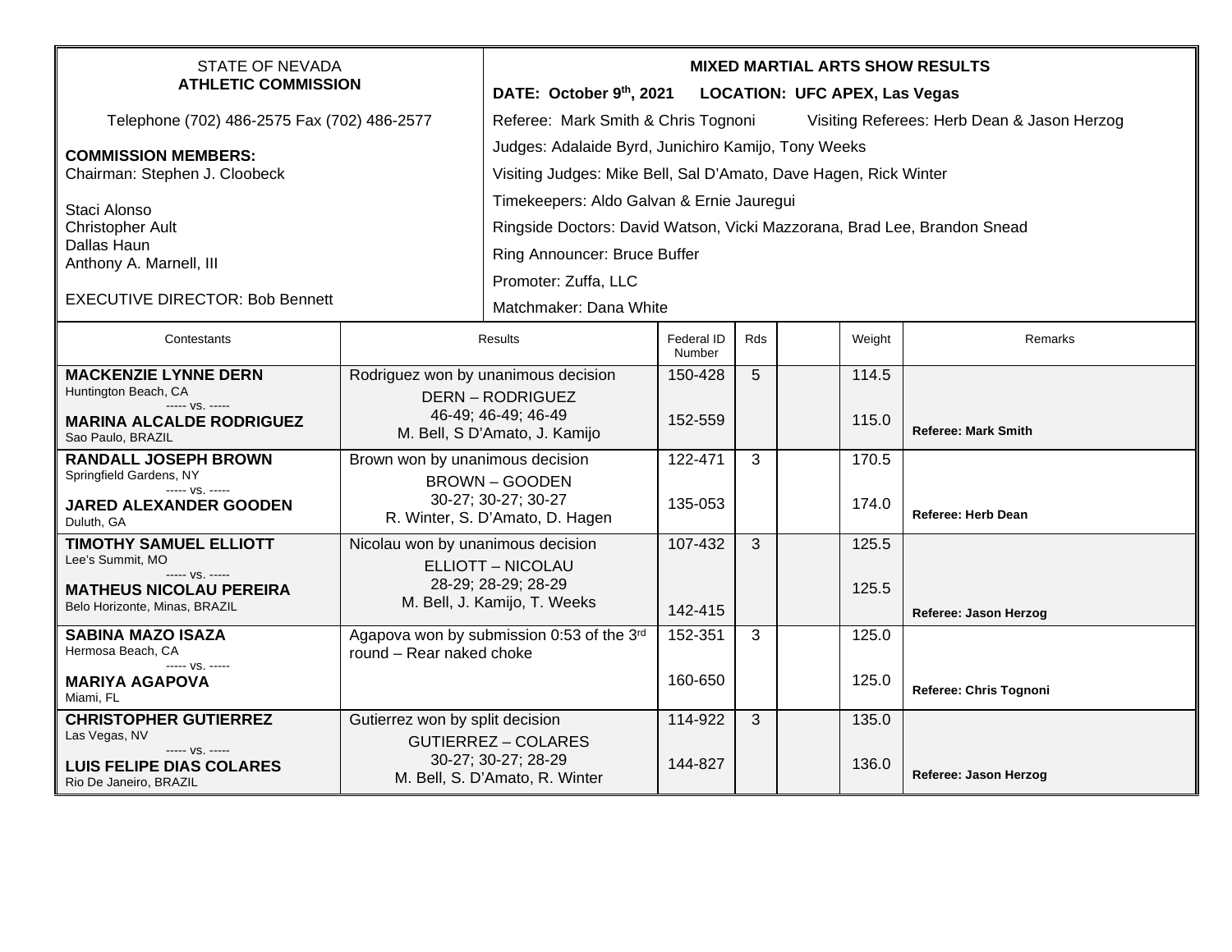STATE OF NEVADA
**ATHLETIC COMMISSION**

Telephone (702) 486-2575 Fax (702) 486-2577

**COMMISSION MEMBERS:**
Chairman: Stephen J. Cloobeck

Staci Alonso
Christopher Ault
Dallas Haun
Anthony A. Marnell, III

EXECUTIVE DIRECTOR: Bob Bennett

**MIXED MARTIAL ARTS SHOW RESULTS**

**DATE: October 9th, 2021 LOCATION: UFC APEX, Las Vegas**

Referee: Mark Smith & Chris Tognoni Visiting Referees: Herb Dean & Jason Herzog

Judges: Adalaide Byrd, Junichiro Kamijo, Tony Weeks

Visiting Judges: Mike Bell, Sal D'Amato, Dave Hagen, Rick Winter

Timekeepers: Aldo Galvan & Ernie Jauregui

Ringside Doctors: David Watson, Vicki Mazzorana, Brad Lee, Brandon Snead

Ring Announcer: Bruce Buffer

Promoter: Zuffa, LLC

Matchmaker: Dana White

| Contestants | Results | Federal ID Number | Rds | | Weight | Remarks |
|---|---|---|---|---|---|---|
| **MACKENZIE LYNNE DERN** Huntington Beach, CA ----- vs. ----- **MARINA ALCALDE RODRIGUEZ** Sao Paulo, BRAZIL | Rodriguez won by unanimous decision DERN – RODRIGUEZ 46-49; 46-49; 46-49 M. Bell, S D'Amato, J. Kamijo | 150-428 152-559 | 5 | | 114.5 115.0 | **Referee: Mark Smith** |
| **RANDALL JOSEPH BROWN** Springfield Gardens, NY ----- vs. ----- **JARED ALEXANDER GOODEN** Duluth, GA | Brown won by unanimous decision BROWN – GOODEN 30-27; 30-27; 30-27 R. Winter, S. D'Amato, D. Hagen | 122-471 135-053 | 3 | | 170.5 174.0 | **Referee: Herb Dean** |
| **TIMOTHY SAMUEL ELLIOTT** Lee's Summit, MO ----- vs. ----- **MATHEUS NICOLAU PEREIRA** Belo Horizonte, Minas, BRAZIL | Nicolau won by unanimous decision ELLIOTT – NICOLAU 28-29; 28-29; 28-29 M. Bell, J. Kamijo, T. Weeks | 107-432 142-415 | 3 | | 125.5 125.5 | **Referee: Jason Herzog** |
| **SABINA MAZO ISAZA** Hermosa Beach, CA ----- vs. ----- **MARIYA AGAPOVA** Miami, FL | Agapova won by submission 0:53 of the 3rd round – Rear naked choke | 152-351 160-650 | 3 | | 125.0 125.0 | **Referee: Chris Tognoni** |
| **CHRISTOPHER GUTIERREZ** Las Vegas, NV ----- vs. ----- **LUIS FELIPE DIAS COLARES** Rio De Janeiro, BRAZIL | Gutierrez won by split decision GUTIERREZ – COLARES 30-27; 30-27; 28-29 M. Bell, S. D'Amato, R. Winter | 114-922 144-827 | 3 | | 135.0 136.0 | **Referee: Jason Herzog** |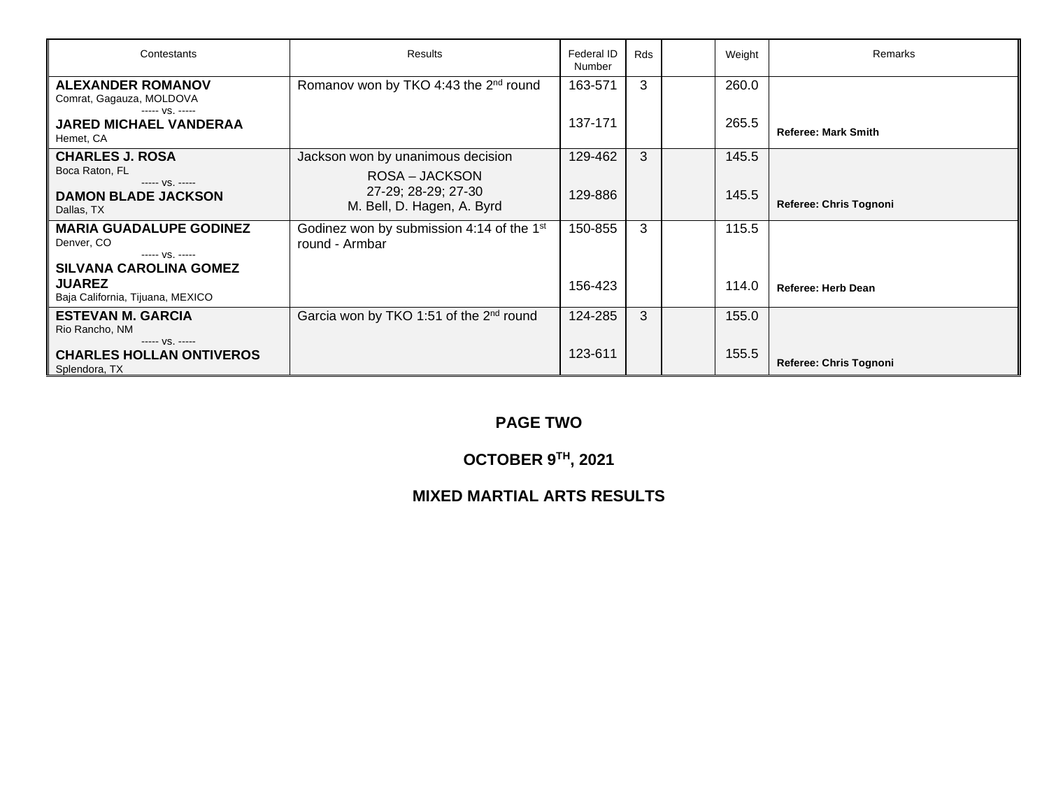| Contestants | Results | Federal ID Number | Rds | | Weight | Remarks |
|---|---|---|---|---|---|---|
| **ALEXANDER ROMANOV**<br>Comrat, Gagauza, MOLDOVA<br>----- vs. -----<br>**JARED MICHAEL VANDERAA**<br>Hemet, CA | Romanov won by TKO 4:43 the 2nd round | 163-571<br><br>137-171 | 3 | | 260.0<br><br>265.5 | **Referee: Mark Smith** |
| **CHARLES J. ROSA**<br>Boca Raton, FL<br>----- vs. -----<br>**DAMON BLADE JACKSON**<br>Dallas, TX | Jackson won by unanimous decision<br>ROSA – JACKSON<br>27-29; 28-29; 27-30<br>M. Bell, D. Hagen, A. Byrd | 129-462<br><br>129-886 | 3 | | 145.5<br><br>145.5 | **Referee: Chris Tognoni** |
| **MARIA GUADALUPE GODINEZ**<br>Denver, CO<br>----- vs. -----<br>**SILVANA CAROLINA GOMEZ JUAREZ**<br>Baja California, Tijuana, MEXICO | Godinez won by submission 4:14 of the 1st round - Armbar | 150-855<br><br>156-423 | 3 | | 115.5<br><br>114.0 | **Referee: Herb Dean** |
| **ESTEVAN M. GARCIA**<br>Rio Rancho, NM<br>----- vs. -----<br>**CHARLES HOLLAN ONTIVEROS**<br>Splendora, TX | Garcia won by TKO 1:51 of the 2nd round | 124-285<br><br>123-611 | 3 | | 155.0<br><br>155.5 | **Referee: Chris Tognoni** |

**PAGE TWO**

**OCTOBER 9TH, 2021**

**MIXED MARTIAL ARTS RESULTS**